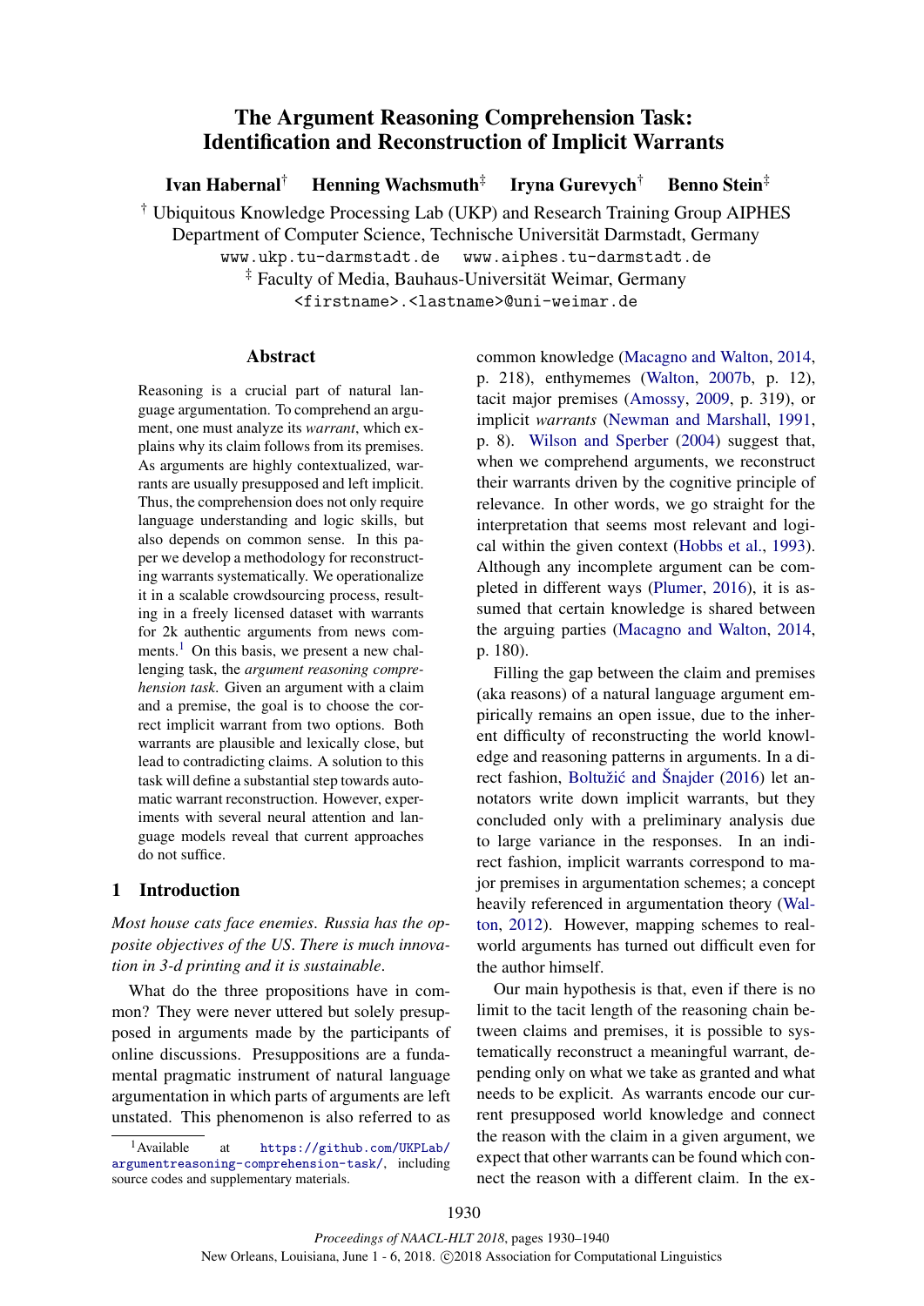# The Argument Reasoning Comprehension Task: Identification and Reconstruction of Implicit Warrants

**Ivan Habernal**[†] **Henning Wachsmuth**[‡] **Iryna Gurevych**[†] **Benno Stein**[‡]

[†] Ubiquitous Knowledge Processing Lab (UKP) and Research Training Group AIPHES
Department of Computer Science, Technische Universität Darmstadt, Germany
www.ukp.tu-darmstadt.de www.aiphes.tu-darmstadt.de
[‡] Faculty of Media, Bauhaus-Universität Weimar, Germany
<firstname>.<lastname>@uni-weimar.de

## Abstract

Reasoning is a crucial part of natural language argumentation. To comprehend an argument, one must analyze its *warrant*, which explains why its claim follows from its premises. As arguments are highly contextualized, warrants are usually presupposed and left implicit. Thus, the comprehension does not only require language understanding and logic skills, but also depends on common sense. In this paper we develop a methodology for reconstructing warrants systematically. We operationalize it in a scalable crowdsourcing process, resulting in a freely licensed dataset with warrants for 2k authentic arguments from news comments.[1] On this basis, we present a new challenging task, the *argument reasoning comprehension task*. Given an argument with a claim and a premise, the goal is to choose the correct implicit warrant from two options. Both warrants are plausible and lexically close, but lead to contradicting claims. A solution to this task will define a substantial step towards automatic warrant reconstruction. However, experiments with several neural attention and language models reveal that current approaches do not suffice.

## 1 Introduction

*Most house cats face enemies. Russia has the opposite objectives of the US. There is much innovation in 3-d printing and it is sustainable.*

What do the three propositions have in common? They were never uttered but solely presupposed in arguments made by the participants of online discussions. Presuppositions are a fundamental pragmatic instrument of natural language argumentation in which parts of arguments are left unstated. This phenomenon is also referred to as common knowledge (Macagno and Walton, 2014, p. 218), enthymemes (Walton, 2007b, p. 12), tacit major premises (Amossy, 2009, p. 319), or implicit *warrants* (Newman and Marshall, 1991, p. 8). Wilson and Sperber (2004) suggest that, when we comprehend arguments, we reconstruct their warrants driven by the cognitive principle of relevance. In other words, we go straight for the interpretation that seems most relevant and logical within the given context (Hobbs et al., 1993). Although any incomplete argument can be completed in different ways (Plumer, 2016), it is assumed that certain knowledge is shared between the arguing parties (Macagno and Walton, 2014, p. 180).

Filling the gap between the claim and premises (aka reasons) of a natural language argument empirically remains an open issue, due to the inherent difficulty of reconstructing the world knowledge and reasoning patterns in arguments. In a direct fashion, Boltužić and Šnajder (2016) let annotators write down implicit warrants, but they concluded only with a preliminary analysis due to large variance in the responses. In an indirect fashion, implicit warrants correspond to major premises in argumentation schemes; a concept heavily referenced in argumentation theory (Walton, 2012). However, mapping schemes to real-world arguments has turned out difficult even for the author himself.

Our main hypothesis is that, even if there is no limit to the tacit length of the reasoning chain between claims and premises, it is possible to systematically reconstruct a meaningful warrant, depending only on what we take as granted and what needs to be explicit. As warrants encode our current presupposed world knowledge and connect the reason with the claim in a given argument, we expect that other warrants can be found which connect the reason with a different claim. In the ex-

[1] Available at https://github.com/UKPLab/argumentreasoning-comprehension-task/, including source codes and supplementary materials.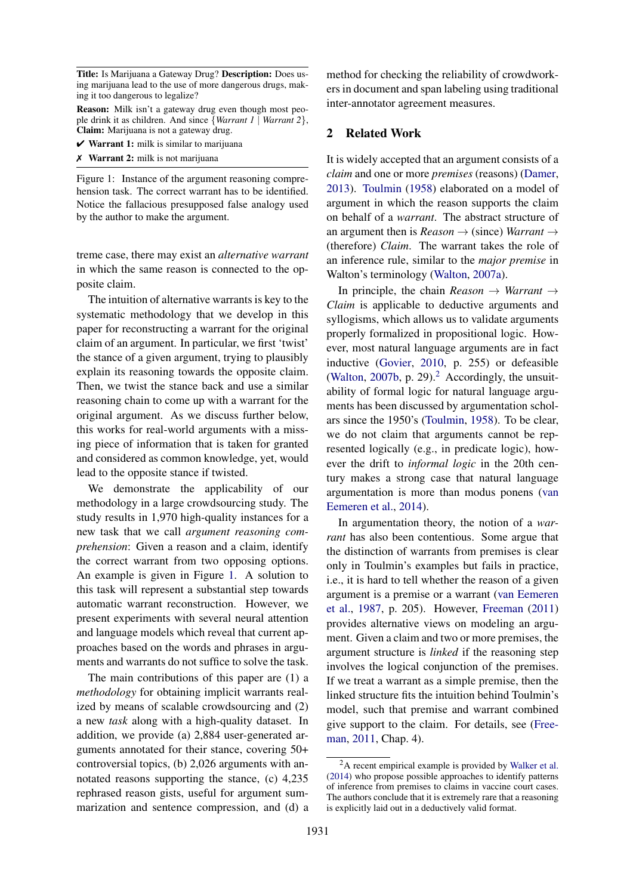**Title:** Is Marijuana a Gateway Drug? **Description:** Does using marijuana lead to the use of more dangerous drugs, making it too dangerous to legalize?

**Reason:** Milk isn't a gateway drug even though most people drink it as children. And since {*Warrant 1* | *Warrant 2*}, **Claim:** Marijuana is not a gateway drug.

✔ **Warrant 1:** milk is similar to marijuana

✗ **Warrant 2:** milk is not marijuana

Figure 1: Instance of the argument reasoning comprehension task. The correct warrant has to be identified. Notice the fallacious presupposed false analogy used by the author to make the argument.

treme case, there may exist an *alternative warrant* in which the same reason is connected to the opposite claim.

The intuition of alternative warrants is key to the systematic methodology that we develop in this paper for reconstructing a warrant for the original claim of an argument. In particular, we first 'twist' the stance of a given argument, trying to plausibly explain its reasoning towards the opposite claim. Then, we twist the stance back and use a similar reasoning chain to come up with a warrant for the original argument. As we discuss further below, this works for real-world arguments with a missing piece of information that is taken for granted and considered as common knowledge, yet, would lead to the opposite stance if twisted.

We demonstrate the applicability of our methodology in a large crowdsourcing study. The study results in 1,970 high-quality instances for a new task that we call *argument reasoning comprehension*: Given a reason and a claim, identify the correct warrant from two opposing options. An example is given in Figure 1. A solution to this task will represent a substantial step towards automatic warrant reconstruction. However, we present experiments with several neural attention and language models which reveal that current approaches based on the words and phrases in arguments and warrants do not suffice to solve the task.

The main contributions of this paper are (1) a *methodology* for obtaining implicit warrants realized by means of scalable crowdsourcing and (2) a new *task* along with a high-quality dataset. In addition, we provide (a) 2,884 user-generated arguments annotated for their stance, covering 50+ controversial topics, (b) 2,026 arguments with annotated reasons supporting the stance, (c) 4,235 rephrased reason gists, useful for argument summarization and sentence compression, and (d) a method for checking the reliability of crowdworkers in document and span labeling using traditional inter-annotator agreement measures.

## 2 Related Work

It is widely accepted that an argument consists of a *claim* and one or more *premises* (reasons) (Damer, 2013). Toulmin (1958) elaborated on a model of argument in which the reason supports the claim on behalf of a *warrant*. The abstract structure of an argument then is *Reason* → (since) *Warrant* → (therefore) *Claim*. The warrant takes the role of an inference rule, similar to the *major premise* in Walton's terminology (Walton, 2007a).

In principle, the chain *Reason* → *Warrant* → *Claim* is applicable to deductive arguments and syllogisms, which allows us to validate arguments properly formalized in propositional logic. However, most natural language arguments are in fact inductive (Govier, 2010, p. 255) or defeasible (Walton, 2007b, p. 29).[2] Accordingly, the unsuitability of formal logic for natural language arguments has been discussed by argumentation scholars since the 1950's (Toulmin, 1958). To be clear, we do not claim that arguments cannot be represented logically (e.g., in predicate logic), however the drift to *informal logic* in the 20th century makes a strong case that natural language argumentation is more than modus ponens (van Eemeren et al., 2014).

In argumentation theory, the notion of a *warrant* has also been contentious. Some argue that the distinction of warrants from premises is clear only in Toulmin's examples but fails in practice, i.e., it is hard to tell whether the reason of a given argument is a premise or a warrant (van Eemeren et al., 1987, p. 205). However, Freeman (2011) provides alternative views on modeling an argument. Given a claim and two or more premises, the argument structure is *linked* if the reasoning step involves the logical conjunction of the premises. If we treat a warrant as a simple premise, then the linked structure fits the intuition behind Toulmin's model, such that premise and warrant combined give support to the claim. For details, see (Freeman, 2011, Chap. 4).

[2] A recent empirical example is provided by Walker et al. (2014) who propose possible approaches to identify patterns of inference from premises to claims in vaccine court cases. The authors conclude that it is extremely rare that a reasoning is explicitly laid out in a deductively valid format.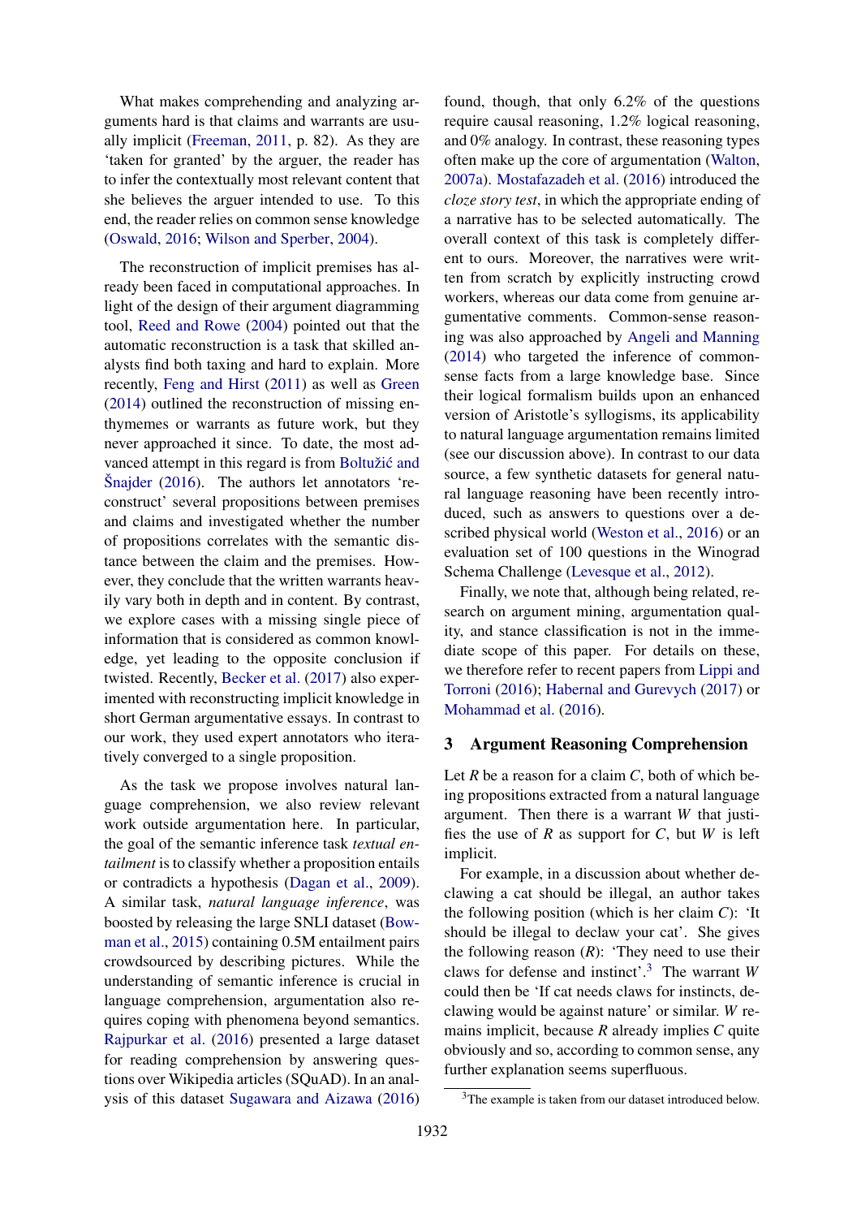What makes comprehending and analyzing arguments hard is that claims and warrants are usually implicit (Freeman, 2011, p. 82). As they are 'taken for granted' by the arguer, the reader has to infer the contextually most relevant content that she believes the arguer intended to use. To this end, the reader relies on common sense knowledge (Oswald, 2016; Wilson and Sperber, 2004).

The reconstruction of implicit premises has already been faced in computational approaches. In light of the design of their argument diagramming tool, Reed and Rowe (2004) pointed out that the automatic reconstruction is a task that skilled analysts find both taxing and hard to explain. More recently, Feng and Hirst (2011) as well as Green (2014) outlined the reconstruction of missing enthymemes or warrants as future work, but they never approached it since. To date, the most advanced attempt in this regard is from Boltužić and Šnajder (2016). The authors let annotators 'reconstruct' several propositions between premises and claims and investigated whether the number of propositions correlates with the semantic distance between the claim and the premises. However, they conclude that the written warrants heavily vary both in depth and in content. By contrast, we explore cases with a missing single piece of information that is considered as common knowledge, yet leading to the opposite conclusion if twisted. Recently, Becker et al. (2017) also experimented with reconstructing implicit knowledge in short German argumentative essays. In contrast to our work, they used expert annotators who iteratively converged to a single proposition.

As the task we propose involves natural language comprehension, we also review relevant work outside argumentation here. In particular, the goal of the semantic inference task *textual entailment* is to classify whether a proposition entails or contradicts a hypothesis (Dagan et al., 2009). A similar task, *natural language inference*, was boosted by releasing the large SNLI dataset (Bowman et al., 2015) containing 0.5M entailment pairs crowdsourced by describing pictures. While the understanding of semantic inference is crucial in language comprehension, argumentation also requires coping with phenomena beyond semantics. Rajpurkar et al. (2016) presented a large dataset for reading comprehension by answering questions over Wikipedia articles (SQuAD). In an analysis of this dataset Sugawara and Aizawa (2016) found, though, that only 6.2% of the questions require causal reasoning, 1.2% logical reasoning, and 0% analogy. In contrast, these reasoning types often make up the core of argumentation (Walton, 2007a). Mostafazadeh et al. (2016) introduced the *cloze story test*, in which the appropriate ending of a narrative has to be selected automatically. The overall context of this task is completely different to ours. Moreover, the narratives were written from scratch by explicitly instructing crowd workers, whereas our data come from genuine argumentative comments. Common-sense reasoning was also approached by Angeli and Manning (2014) who targeted the inference of common-sense facts from a large knowledge base. Since their logical formalism builds upon an enhanced version of Aristotle's syllogisms, its applicability to natural language argumentation remains limited (see our discussion above). In contrast to our data source, a few synthetic datasets for general natural language reasoning have been recently introduced, such as answers to questions over a described physical world (Weston et al., 2016) or an evaluation set of 100 questions in the Winograd Schema Challenge (Levesque et al., 2012).

Finally, we note that, although being related, research on argument mining, argumentation quality, and stance classification is not in the immediate scope of this paper. For details on these, we therefore refer to recent papers from Lippi and Torroni (2016); Habernal and Gurevych (2017) or Mohammad et al. (2016).

## 3 Argument Reasoning Comprehension

Let $R$ be a reason for a claim $C$, both of which being propositions extracted from a natural language argument. Then there is a warrant $W$ that justifies the use of $R$ as support for $C$, but $W$ is left implicit.

For example, in a discussion about whether declawing a cat should be illegal, an author takes the following position (which is her claim $C$): 'It should be illegal to declaw your cat'. She gives the following reason ($R$): 'They need to use their claws for defense and instinct'.[3] The warrant $W$ could then be 'If cat needs claws for instincts, declawing would be against nature' or similar. $W$ remains implicit, because $R$ already implies $C$ quite obviously and so, according to common sense, any further explanation seems superfluous.

[3] The example is taken from our dataset introduced below.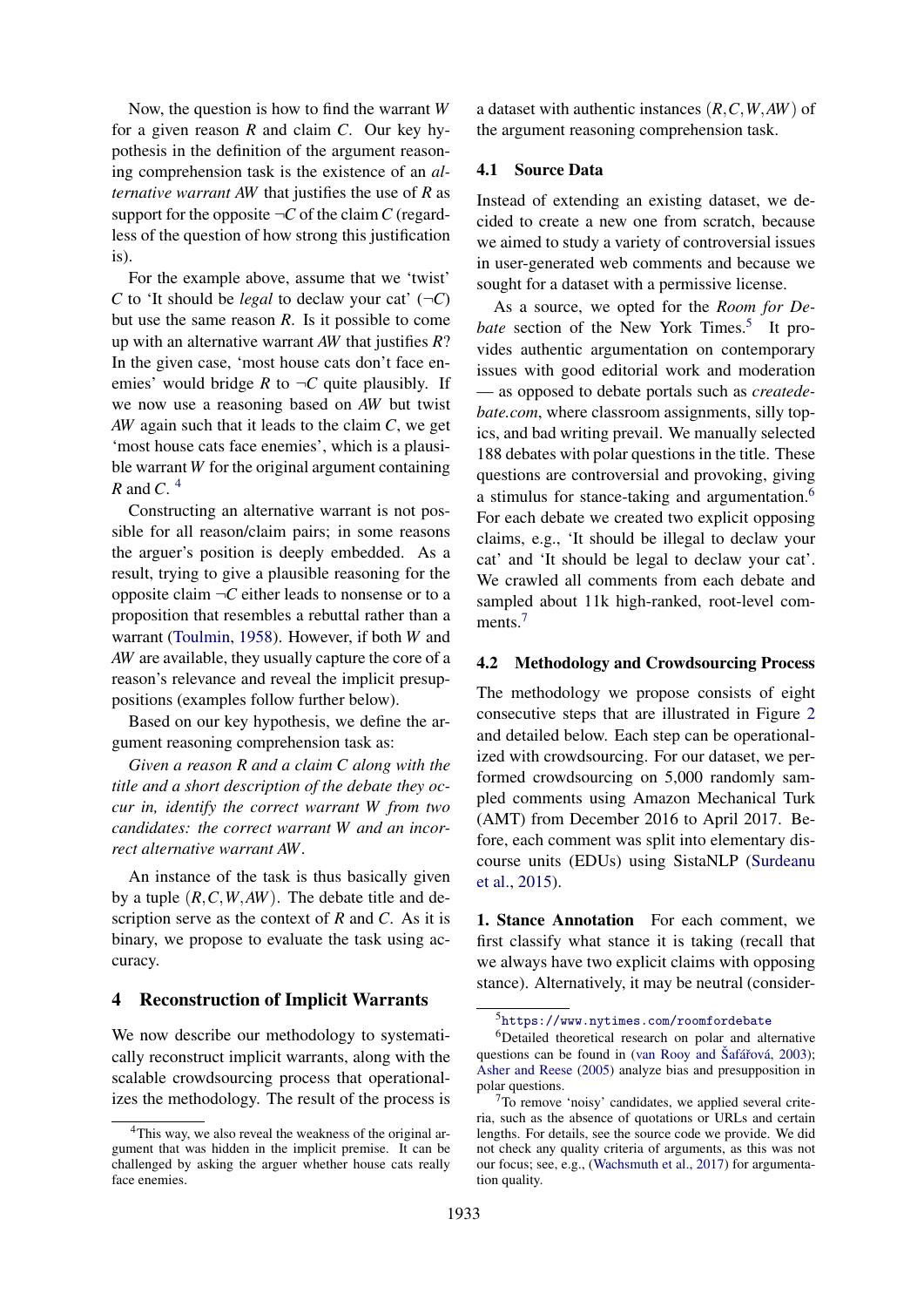Now, the question is how to find the warrant *W* for a given reason *R* and claim *C*. Our key hypothesis in the definition of the argument reasoning comprehension task is the existence of an *alternative warrant AW* that justifies the use of *R* as support for the opposite $\neg C$ of the claim *C* (regardless of the question of how strong this justification is).

For the example above, assume that we 'twist' *C* to 'It should be *legal* to declaw your cat' ($\neg C$) but use the same reason *R*. Is it possible to come up with an alternative warrant *AW* that justifies *R*? In the given case, 'most house cats don't face enemies' would bridge *R* to $\neg C$ quite plausibly. If we now use a reasoning based on *AW* but twist *AW* again such that it leads to the claim *C*, we get 'most house cats face enemies', which is a plausible warrant *W* for the original argument containing *R* and *C*.[4]

Constructing an alternative warrant is not possible for all reason/claim pairs; in some reasons the arguer's position is deeply embedded. As a result, trying to give a plausible reasoning for the opposite claim $\neg C$ either leads to nonsense or to a proposition that resembles a rebuttal rather than a warrant (Toulmin, 1958). However, if both *W* and *AW* are available, they usually capture the core of a reason's relevance and reveal the implicit presuppositions (examples follow further below).

Based on our key hypothesis, we define the argument reasoning comprehension task as:

*Given a reason R and a claim C along with the title and a short description of the debate they occur in, identify the correct warrant W from two candidates: the correct warrant W and an incorrect alternative warrant AW.*

An instance of the task is thus basically given by a tuple $(R, C, W, AW)$. The debate title and description serve as the context of *R* and *C*. As it is binary, we propose to evaluate the task using accuracy.

## 4 Reconstruction of Implicit Warrants

We now describe our methodology to systematically reconstruct implicit warrants, along with the scalable crowdsourcing process that operationalizes the methodology. The result of the process is a dataset with authentic instances $(R, C, W, AW)$ of the argument reasoning comprehension task.

### 4.1 Source Data

Instead of extending an existing dataset, we decided to create a new one from scratch, because we aimed to study a variety of controversial issues in user-generated web comments and because we sought for a dataset with a permissive license.

As a source, we opted for the *Room for Debate* section of the New York Times.[5] It provides authentic argumentation on contemporary issues with good editorial work and moderation — as opposed to debate portals such as *createdebate.com*, where classroom assignments, silly topics, and bad writing prevail. We manually selected 188 debates with polar questions in the title. These questions are controversial and provoking, giving a stimulus for stance-taking and argumentation.[6] For each debate we created two explicit opposing claims, e.g., 'It should be illegal to declaw your cat' and 'It should be legal to declaw your cat'. We crawled all comments from each debate and sampled about 11k high-ranked, root-level comments.[7]

### 4.2 Methodology and Crowdsourcing Process

The methodology we propose consists of eight consecutive steps that are illustrated in Figure 2 and detailed below. Each step can be operationalized with crowdsourcing. For our dataset, we performed crowdsourcing on 5,000 randomly sampled comments using Amazon Mechanical Turk (AMT) from December 2016 to April 2017. Before, each comment was split into elementary discourse units (EDUs) using SistaNLP (Surdeanu et al., 2015).

**1. Stance Annotation** For each comment, we first classify what stance it is taking (recall that we always have two explicit claims with opposing stance). Alternatively, it may be neutral (consider-

[4] This way, we also reveal the weakness of the original argument that was hidden in the implicit premise. It can be challenged by asking the arguer whether house cats really face enemies.

[5] https://www.nytimes.com/roomfordebate

[6] Detailed theoretical research on polar and alternative questions can be found in (van Rooy and Šafářová, 2003); Asher and Reese (2005) analyze bias and presupposition in polar questions.

[7] To remove 'noisy' candidates, we applied several criteria, such as the absence of quotations or URLs and certain lengths. For details, see the source code we provide. We did not check any quality criteria of arguments, as this was not our focus; see, e.g., (Wachsmuth et al., 2017) for argumentation quality.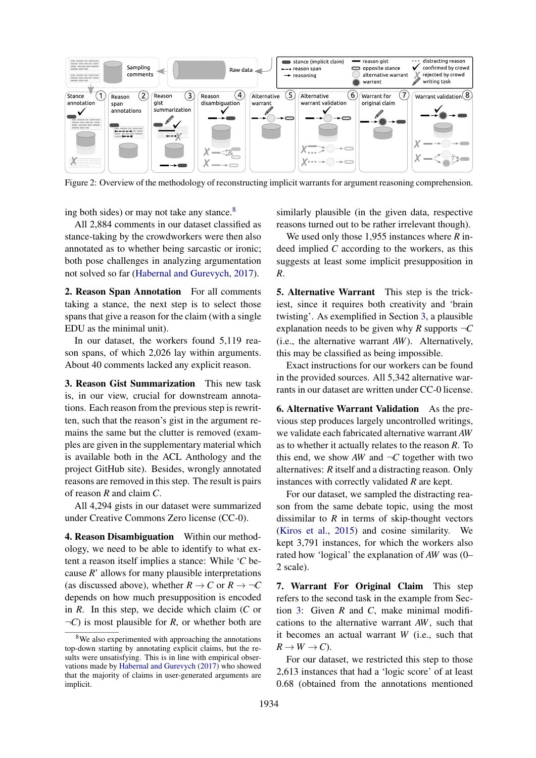Figure 2: Overview of the methodology of reconstructing implicit warrants for argument reasoning comprehension.

ing both sides) or may not take any stance.[8]

All 2,884 comments in our dataset classified as stance-taking by the crowdworkers were then also annotated as to whether being sarcastic or ironic; both pose challenges in analyzing argumentation not solved so far (Habernal and Gurevych, 2017).

**2. Reason Span Annotation** For all comments taking a stance, the next step is to select those spans that give a reason for the claim (with a single EDU as the minimal unit).

In our dataset, the workers found 5,119 reason spans, of which 2,026 lay within arguments. About 40 comments lacked any explicit reason.

**3. Reason Gist Summarization** This new task is, in our view, crucial for downstream annotations. Each reason from the previous step is rewritten, such that the reason's gist in the argument remains the same but the clutter is removed (examples are given in the supplementary material which is available both in the ACL Anthology and the project GitHub site). Besides, wrongly annotated reasons are removed in this step. The result is pairs of reason $R$ and claim $C$.

All 4,294 gists in our dataset were summarized under Creative Commons Zero license (CC-0).

**4. Reason Disambiguation** Within our methodology, we need to be able to identify to what extent a reason itself implies a stance: While '$C$ because $R$' allows for many plausible interpretations (as discussed above), whether $R \rightarrow C$ or $R \rightarrow \neg C$ depends on how much presupposition is encoded in $R$. In this step, we decide which claim ($C$ or $\neg C$) is most plausible for $R$, or whether both are similarly plausible (in the given data, respective reasons turned out to be rather irrelevant though).

We used only those 1,955 instances where $R$ indeed implied $C$ according to the workers, as this suggests at least some implicit presupposition in $R$.

**5. Alternative Warrant** This step is the trickiest, since it requires both creativity and 'brain twisting'. As exemplified in Section 3, a plausible explanation needs to be given why $R$ supports $\neg C$ (i.e., the alternative warrant $AW$). Alternatively, this may be classified as being impossible.

Exact instructions for our workers can be found in the provided sources. All 5,342 alternative warrants in our dataset are written under CC-0 license.

**6. Alternative Warrant Validation** As the previous step produces largely uncontrolled writings, we validate each fabricated alternative warrant $AW$ as to whether it actually relates to the reason $R$. To this end, we show $AW$ and $\neg C$ together with two alternatives: $R$ itself and a distracting reason. Only instances with correctly validated $R$ are kept.

For our dataset, we sampled the distracting reason from the same debate topic, using the most dissimilar to $R$ in terms of skip-thought vectors (Kiros et al., 2015) and cosine similarity. We kept 3,791 instances, for which the workers also rated how 'logical' the explanation of $AW$ was (0–2 scale).

**7. Warrant For Original Claim** This step refers to the second task in the example from Section 3: Given $R$ and $C$, make minimal modifications to the alternative warrant $AW$, such that it becomes an actual warrant $W$ (i.e., such that $R \rightarrow W \rightarrow C$).

For our dataset, we restricted this step to those 2,613 instances that had a 'logic score' of at least 0.68 (obtained from the annotations mentioned

[8] We also experimented with approaching the annotations top-down starting by annotating explicit claims, but the results were unsatisfying. This is in line with empirical observations made by Habernal and Gurevych (2017) who showed that the majority of claims in user-generated arguments are implicit.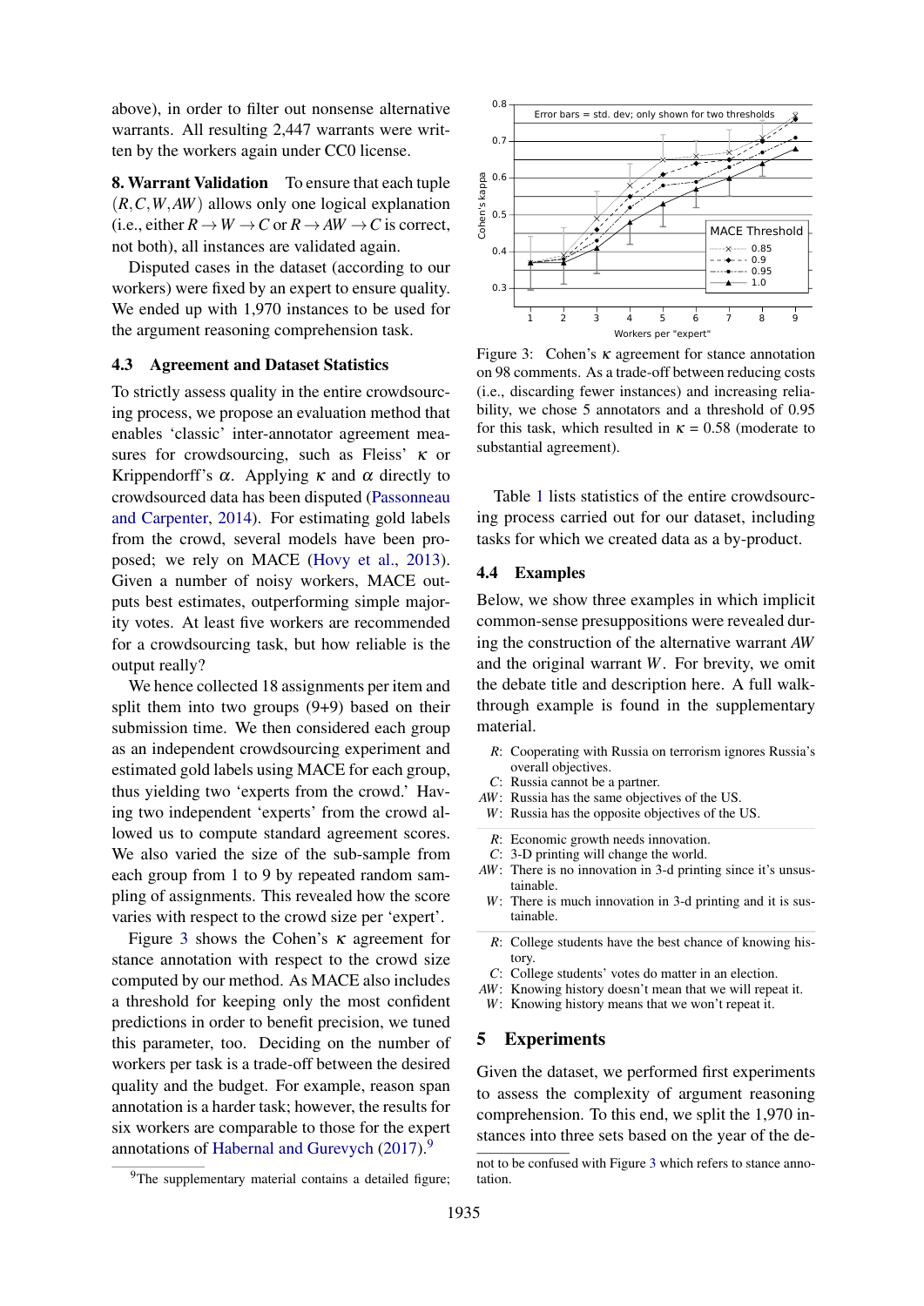above), in order to filter out nonsense alternative warrants. All resulting 2,447 warrants were written by the workers again under CC0 license.

**8. Warrant Validation** To ensure that each tuple $(R, C, W, AW)$ allows only one logical explanation (i.e., either $R \rightarrow W \rightarrow C$ or $R \rightarrow AW \rightarrow C$ is correct, not both), all instances are validated again.

Disputed cases in the dataset (according to our workers) were fixed by an expert to ensure quality. We ended up with 1,970 instances to be used for the argument reasoning comprehension task.

### 4.3 Agreement and Dataset Statistics

To strictly assess quality in the entire crowdsourcing process, we propose an evaluation method that enables 'classic' inter-annotator agreement measures for crowdsourcing, such as Fleiss' $\kappa$ or Krippendorff's $\alpha$. Applying $\kappa$ and $\alpha$ directly to crowdsourced data has been disputed (Passonneau and Carpenter, 2014). For estimating gold labels from the crowd, several models have been proposed; we rely on MACE (Hovy et al., 2013). Given a number of noisy workers, MACE outputs best estimates, outperforming simple majority votes. At least five workers are recommended for a crowdsourcing task, but how reliable is the output really?

We hence collected 18 assignments per item and split them into two groups (9+9) based on their submission time. We then considered each group as an independent crowdsourcing experiment and estimated gold labels using MACE for each group, thus yielding two 'experts from the crowd.' Having two independent 'experts' from the crowd allowed us to compute standard agreement scores. We also varied the size of the sub-sample from each group from 1 to 9 by repeated random sampling of assignments. This revealed how the score varies with respect to the crowd size per 'expert'.

Figure 3 shows the Cohen's $\kappa$ agreement for stance annotation with respect to the crowd size computed by our method. As MACE also includes a threshold for keeping only the most confident predictions in order to benefit precision, we tuned this parameter, too. Deciding on the number of workers per task is a trade-off between the desired quality and the budget. For example, reason span annotation is a harder task; however, the results for six workers are comparable to those for the expert annotations of Habernal and Gurevych (2017).[9]

Figure 3: Cohen's $\kappa$ agreement for stance annotation on 98 comments. As a trade-off between reducing costs (i.e., discarding fewer instances) and increasing reliability, we chose 5 annotators and a threshold of 0.95 for this task, which resulted in $\kappa$ = 0.58 (moderate to substantial agreement).

Table 1 lists statistics of the entire crowdsourcing process carried out for our dataset, including tasks for which we created data as a by-product.

### 4.4 Examples

Below, we show three examples in which implicit common-sense presuppositions were revealed during the construction of the alternative warrant *AW* and the original warrant *W*. For brevity, we omit the debate title and description here. A full walk-through example is found in the supplementary material.

*R*: Cooperating with Russia on terrorism ignores Russia's overall objectives.
*C*: Russia cannot be a partner.
*AW*: Russia has the same objectives of the US.
*W*: Russia has the opposite objectives of the US.

*R*: Economic growth needs innovation.
*C*: 3-D printing will change the world.
*AW*: There is no innovation in 3-d printing since it's unsustainable.
*W*: There is much innovation in 3-d printing and it is sustainable.

*R*: College students have the best chance of knowing history.
*C*: College students' votes do matter in an election.
*AW*: Knowing history doesn't mean that we will repeat it.
*W*: Knowing history means that we won't repeat it.

## 5 Experiments

Given the dataset, we performed first experiments to assess the complexity of argument reasoning comprehension. To this end, we split the 1,970 instances into three sets based on the year of the de-

[9] The supplementary material contains a detailed figure; not to be confused with Figure 3 which refers to stance annotation.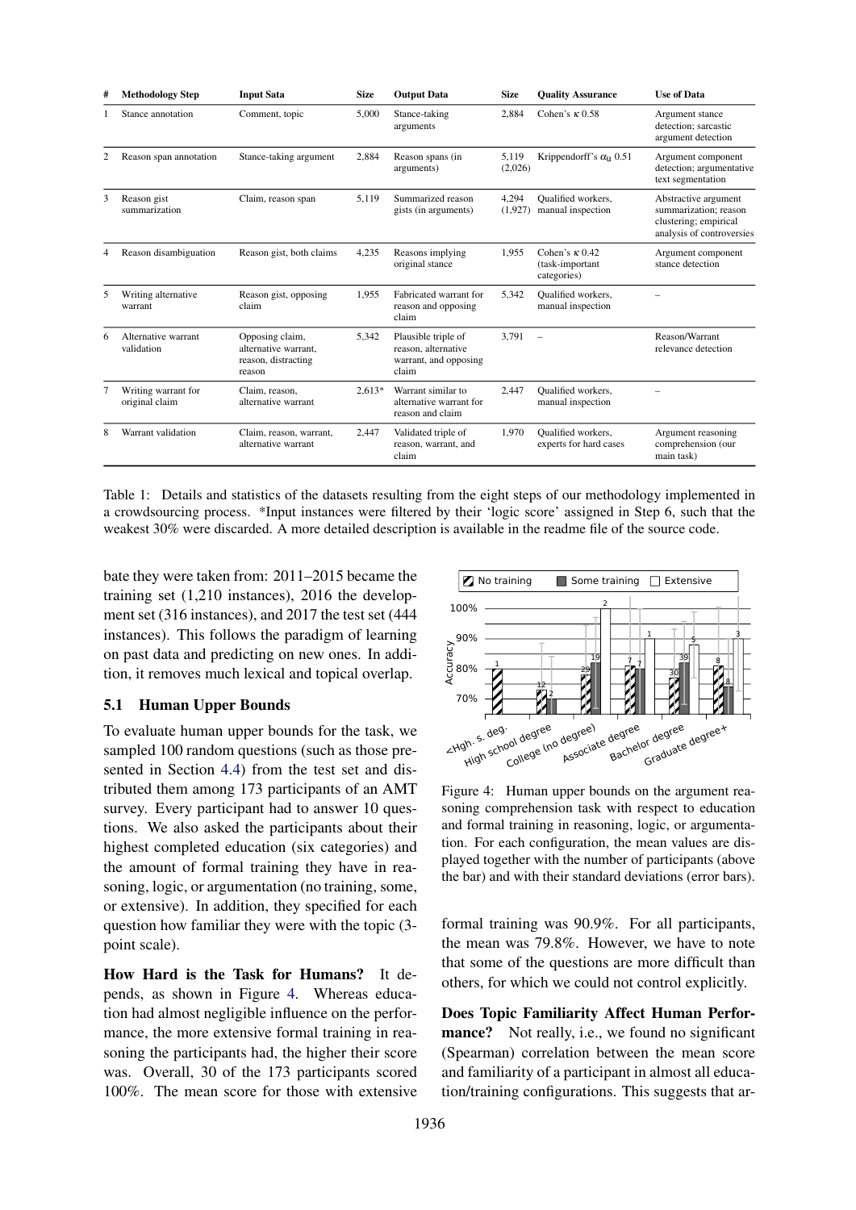| # | Methodology Step | Input Sata | Size | Output Data | Size | Quality Assurance | Use of Data |
|---|---|---|---|---|---|---|---|
| 1 | Stance annotation | Comment, topic | 5,000 | Stance-taking arguments | 2,884 | Cohen's $\kappa$ 0.58 | Argument stance detection; sarcastic argument detection |
| 2 | Reason span annotation | Stance-taking argument | 2,884 | Reason spans (in arguments) | 5,119 (2,026) | Krippendorff's $\alpha_u$ 0.51 | Argument component detection; argumentative text segmentation |
| 3 | Reason gist summarization | Claim, reason span | 5,119 | Summarized reason gists (in arguments) | 4,294 (1,927) | Qualified workers, manual inspection | Abstractive argument summarization; reason clustering; empirical analysis of controversies |
| 4 | Reason disambiguation | Reason gist, both claims | 4,235 | Reasons implying original stance | 1,955 | Cohen's $\kappa$ 0.42 (task-important categories) | Argument component stance detection |
| 5 | Writing alternative warrant | Reason gist, opposing claim | 1,955 | Fabricated warrant for reason and opposing claim | 5,342 | Qualified workers, manual inspection | – |
| 6 | Alternative warrant validation | Opposing claim, alternative warrant, reason, distracting reason | 5,342 | Plausible triple of reason, alternative warrant, and opposing claim | 3,791 | – | Reason/Warrant relevance detection |
| 7 | Writing warrant for original claim | Claim, reason, alternative warrant | 2,613* | Warrant similar to alternative warrant for reason and claim | 2,447 | Qualified workers, manual inspection | – |
| 8 | Warrant validation | Claim, reason, warrant, alternative warrant | 2,447 | Validated triple of reason, warrant, and claim | 1,970 | Qualified workers, experts for hard cases | Argument reasoning comprehension (our main task) |

Table 1: Details and statistics of the datasets resulting from the eight steps of our methodology implemented in a crowdsourcing process. *Input instances were filtered by their 'logic score' assigned in Step 6, such that the weakest 30% were discarded. A more detailed description is available in the readme file of the source code.

bate they were taken from: 2011–2015 became the training set (1,210 instances), 2016 the development set (316 instances), and 2017 the test set (444 instances). This follows the paradigm of learning on past data and predicting on new ones. In addition, it removes much lexical and topical overlap.

## 5.1 Human Upper Bounds

To evaluate human upper bounds for the task, we sampled 100 random questions (such as those presented in Section 4.4) from the test set and distributed them among 173 participants of an AMT survey. Every participant had to answer 10 questions. We also asked the participants about their highest completed education (six categories) and the amount of formal training they have in reasoning, logic, or argumentation (no training, some, or extensive). In addition, they specified for each question how familiar they were with the topic (3-point scale).

**How Hard is the Task for Humans?** It depends, as shown in Figure 4. Whereas education had almost negligible influence on the performance, the more extensive formal training in reasoning the participants had, the higher their score was. Overall, 30 of the 173 participants scored 100%. The mean score for those with extensive formal training was 90.9%. For all participants, the mean was 79.8%. However, we have to note that some of the questions are more difficult than others, for which we could not control explicitly.

Figure 4: Human upper bounds on the argument reasoning comprehension task with respect to education and formal training in reasoning, logic, or argumentation. For each configuration, the mean values are displayed together with the number of participants (above the bar) and with their standard deviations (error bars).

**Does Topic Familiarity Affect Human Performance?** Not really, i.e., we found no significant (Spearman) correlation between the mean score and familiarity of a participant in almost all education/training configurations. This suggests that ar-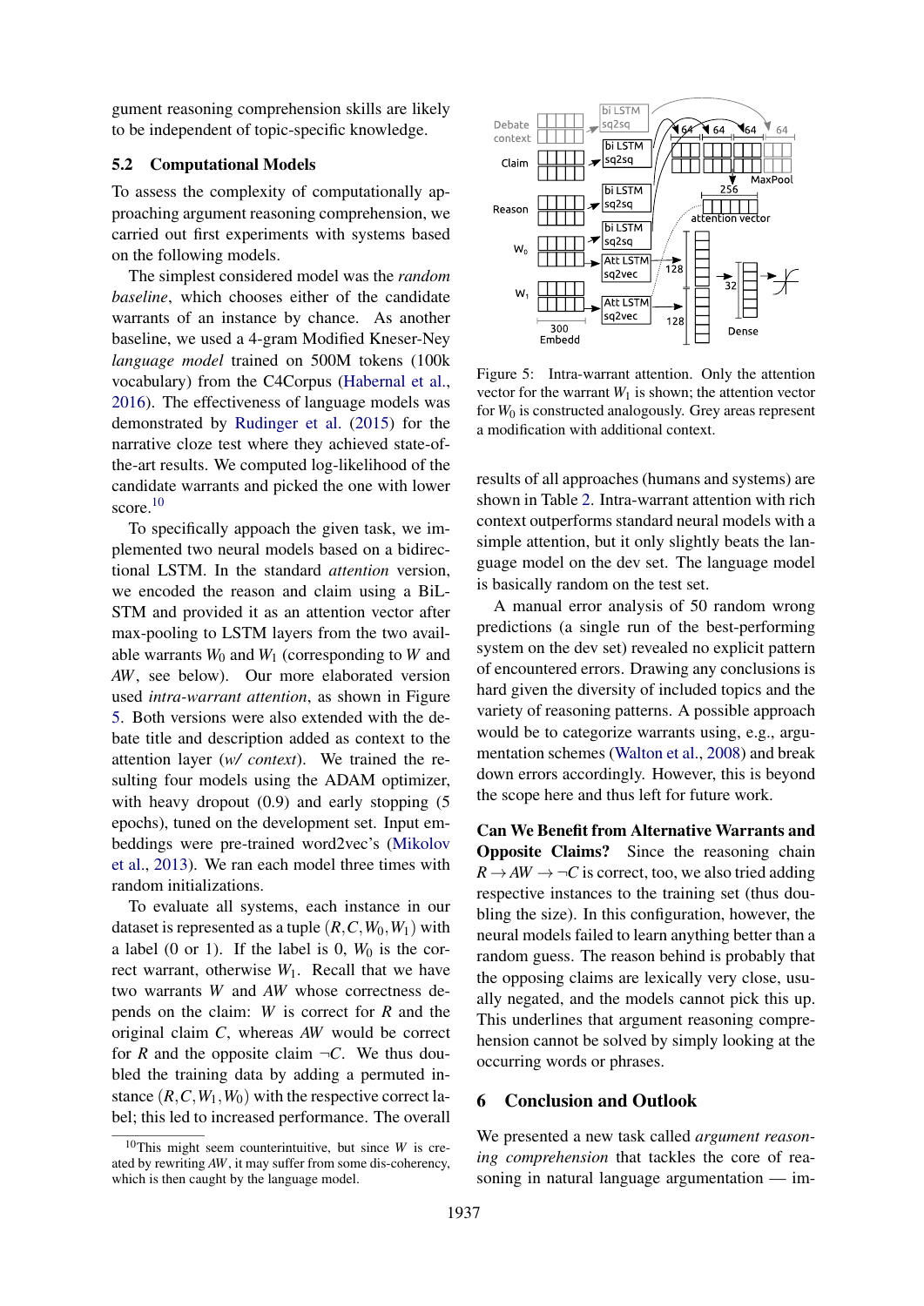gument reasoning comprehension skills are likely to be independent of topic-specific knowledge.

### 5.2 Computational Models

To assess the complexity of computationally approaching argument reasoning comprehension, we carried out first experiments with systems based on the following models.

The simplest considered model was the *random baseline*, which chooses either of the candidate warrants of an instance by chance. As another baseline, we used a 4-gram Modified Kneser-Ney *language model* trained on 500M tokens (100k vocabulary) from the C4Corpus (Habernal et al., 2016). The effectiveness of language models was demonstrated by Rudinger et al. (2015) for the narrative cloze test where they achieved state-of-the-art results. We computed log-likelihood of the candidate warrants and picked the one with lower score.[10]

To specifically appoach the given task, we implemented two neural models based on a bidirectional LSTM. In the standard *attention* version, we encoded the reason and claim using a BiLSTM and provided it as an attention vector after max-pooling to LSTM layers from the two available warrants $W_0$ and $W_1$ (corresponding to $W$ and $AW$, see below). Our more elaborated version used *intra-warrant attention*, as shown in Figure 5. Both versions were also extended with the debate title and description added as context to the attention layer (*w/ context*). We trained the resulting four models using the ADAM optimizer, with heavy dropout (0.9) and early stopping (5 epochs), tuned on the development set. Input embeddings were pre-trained word2vec's (Mikolov et al., 2013). We ran each model three times with random initializations.

To evaluate all systems, each instance in our dataset is represented as a tuple $(R, C, W_0, W_1)$ with a label (0 or 1). If the label is 0, $W_0$ is the correct warrant, otherwise $W_1$. Recall that we have two warrants $W$ and $AW$ whose correctness depends on the claim: $W$ is correct for $R$ and the original claim $C$, whereas $AW$ would be correct for $R$ and the opposite claim $\neg C$. We thus doubled the training data by adding a permuted instance $(R, C, W_1, W_0)$ with the respective correct label; this led to increased performance. The overall results of all approaches (humans and systems) are shown in Table 2. Intra-warrant attention with rich context outperforms standard neural models with a simple attention, but it only slightly beats the language model on the dev set. The language model is basically random on the test set.

[10] This might seem counterintuitive, but since $W$ is created by rewriting $AW$, it may suffer from some dis-coherency, which is then caught by the language model.

Figure 5: Intra-warrant attention. Only the attention vector for the warrant $W_1$ is shown; the attention vector for $W_0$ is constructed analogously. Grey areas represent a modification with additional context.

A manual error analysis of 50 random wrong predictions (a single run of the best-performing system on the dev set) revealed no explicit pattern of encountered errors. Drawing any conclusions is hard given the diversity of included topics and the variety of reasoning patterns. A possible approach would be to categorize warrants using, e.g., argumentation schemes (Walton et al., 2008) and break down errors accordingly. However, this is beyond the scope here and thus left for future work.

**Can We Benefit from Alternative Warrants and Opposite Claims?** Since the reasoning chain $R \rightarrow AW \rightarrow \neg C$ is correct, too, we also tried adding respective instances to the training set (thus doubling the size). In this configuration, however, the neural models failed to learn anything better than a random guess. The reason behind is probably that the opposing claims are lexically very close, usually negated, and the models cannot pick this up. This underlines that argument reasoning comprehension cannot be solved by simply looking at the occurring words or phrases.

## 6 Conclusion and Outlook

We presented a new task called *argument reasoning comprehension* that tackles the core of reasoning in natural language argumentation — im-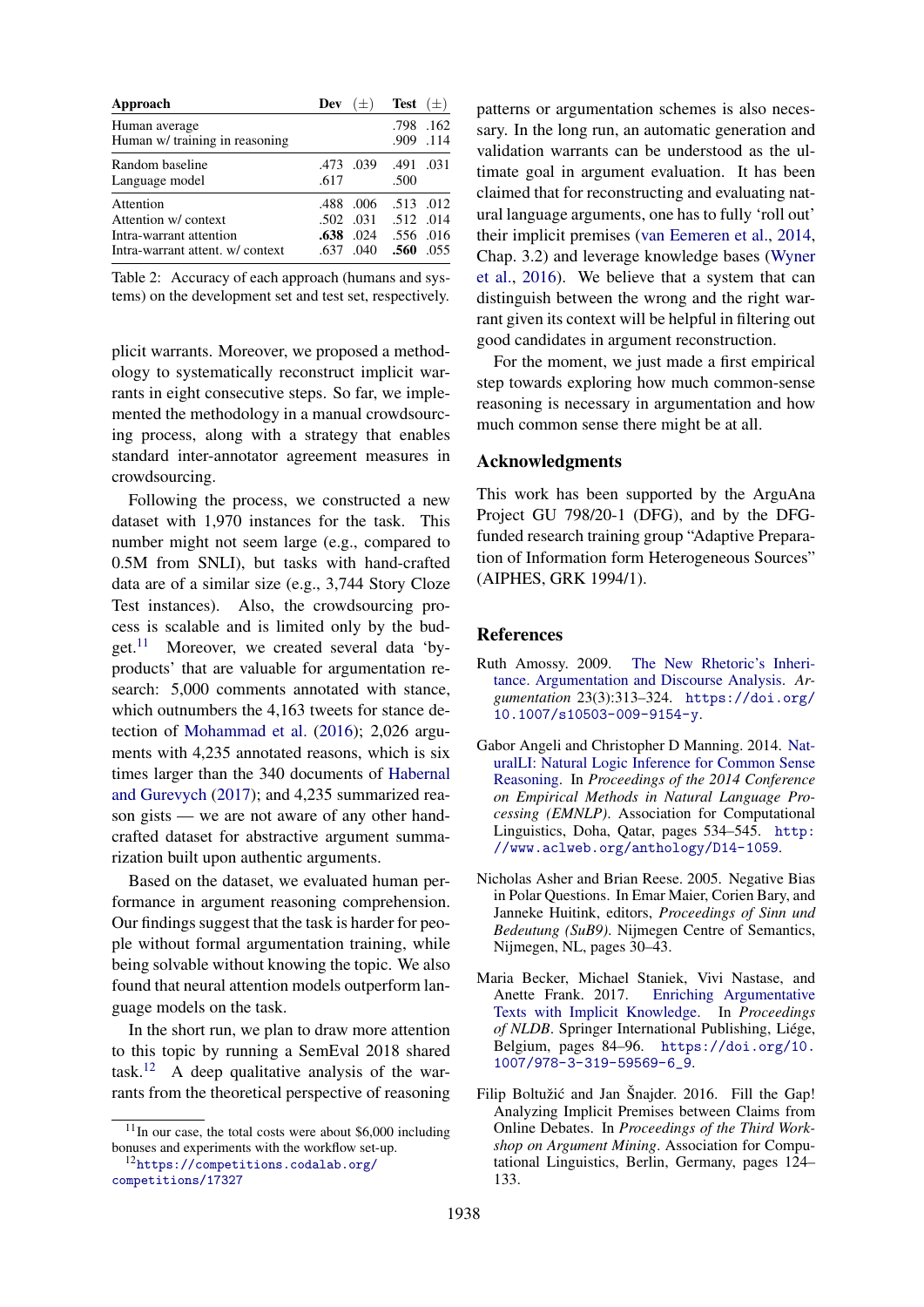| Approach | Dev | (±) | Test | (±) |
|---|---|---|---|---|
| Human average | | | .798 | .162 |
| Human w/ training in reasoning | | | .909 | .114 |
| Random baseline | .473 | .039 | .491 | .031 |
| Language model | .617 | | .500 | |
| Attention | .488 | .006 | .513 | .012 |
| Attention w/ context | .502 | .031 | .512 | .014 |
| Intra-warrant attention | **.638** | .024 | .556 | .016 |
| Intra-warrant attent. w/ context | .637 | .040 | **.560** | .055 |

Table 2: Accuracy of each approach (humans and systems) on the development set and test set, respectively.

plicit warrants. Moreover, we proposed a methodology to systematically reconstruct implicit warrants in eight consecutive steps. So far, we implemented the methodology in a manual crowdsourcing process, along with a strategy that enables standard inter-annotator agreement measures in crowdsourcing.

Following the process, we constructed a new dataset with 1,970 instances for the task. This number might not seem large (e.g., compared to 0.5M from SNLI), but tasks with hand-crafted data are of a similar size (e.g., 3,744 Story Cloze Test instances). Also, the crowdsourcing process is scalable and is limited only by the budget.[11] Moreover, we created several data 'by-products' that are valuable for argumentation research: 5,000 comments annotated with stance, which outnumbers the 4,163 tweets for stance detection of Mohammad et al. (2016); 2,026 arguments with 4,235 annotated reasons, which is six times larger than the 340 documents of Habernal and Gurevych (2017); and 4,235 summarized reason gists — we are not aware of any other hand-crafted dataset for abstractive argument summarization built upon authentic arguments.

Based on the dataset, we evaluated human performance in argument reasoning comprehension. Our findings suggest that the task is harder for people without formal argumentation training, while being solvable without knowing the topic. We also found that neural attention models outperform language models on the task.

In the short run, we plan to draw more attention to this topic by running a SemEval 2018 shared task.[12] A deep qualitative analysis of the warrants from the theoretical perspective of reasoning patterns or argumentation schemes is also necessary. In the long run, an automatic generation and validation of warrants can be understood as the ultimate goal in argument evaluation. It has been claimed that for reconstructing and evaluating natural language arguments, one has to fully 'roll out' their implicit premises (van Eemeren et al., 2014, Chap. 3.2) and leverage knowledge bases (Wyner et al., 2016). We believe that a system that can distinguish between the wrong and the right warrant given its context will be helpful in filtering out good candidates in argument reconstruction.

For the moment, we just made a first empirical step towards exploring how much common-sense reasoning is necessary in argumentation and how much common sense there might be at all.

[11] In our case, the total costs were about $6,000 including bonuses and experiments with the workflow set-up.

[12] https://competitions.codalab.org/competitions/17327

## Acknowledgments

This work has been supported by the ArguAna Project GU 798/20-1 (DFG), and by the DFG-funded research training group "Adaptive Preparation of Information form Heterogeneous Sources" (AIPHES, GRK 1994/1).

## References

Ruth Amossy. 2009. The New Rhetoric's Inheritance. Argumentation and Discourse Analysis. *Argumentation* 23(3):313–324. https://doi.org/10.1007/s10503-009-9154-y.

Gabor Angeli and Christopher D Manning. 2014. NaturalLI: Natural Logic Inference for Common Sense Reasoning. In *Proceedings of the 2014 Conference on Empirical Methods in Natural Language Processing (EMNLP)*. Association for Computational Linguistics, Doha, Qatar, pages 534–545. http://www.aclweb.org/anthology/D14-1059.

Nicholas Asher and Brian Reese. 2005. Negative Bias in Polar Questions. In Emar Maier, Corien Bary, and Janneke Huitink, editors, *Proceedings of Sinn und Bedeutung (SuB9)*. Nijmegen Centre of Semantics, Nijmegen, NL, pages 30–43.

Maria Becker, Michael Staniek, Vivi Nastase, and Anette Frank. 2017. Enriching Argumentative Texts with Implicit Knowledge. In *Proceedings of NLDB*. Springer International Publishing, Liége, Belgium, pages 84–96. https://doi.org/10.1007/978-3-319-59569-6_9.

Filip Boltužić and Jan Šnajder. 2016. Fill the Gap! Analyzing Implicit Premises between Claims from Online Debates. In *Proceedings of the Third Workshop on Argument Mining*. Association for Computational Linguistics, Berlin, Germany, pages 124–133.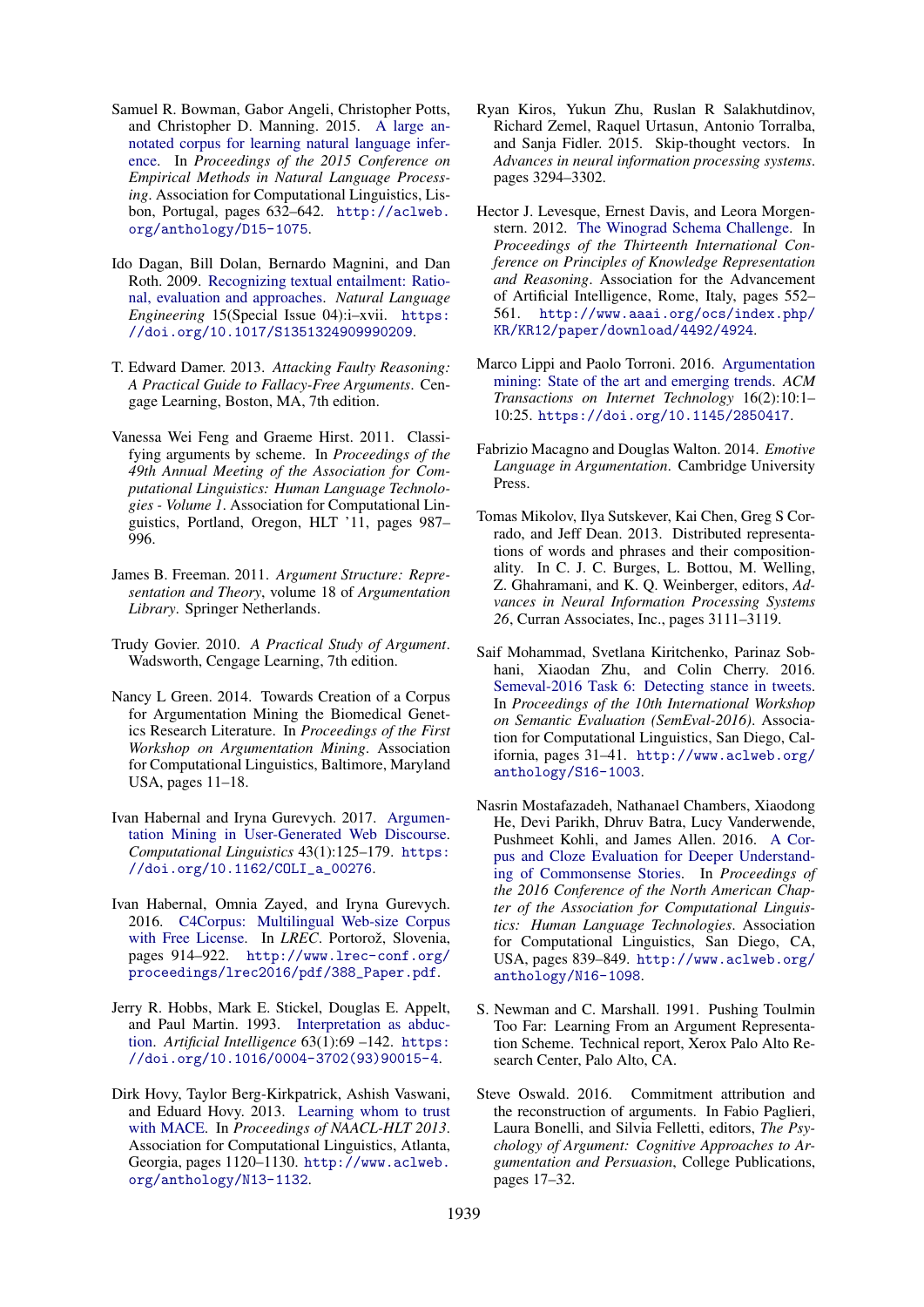Samuel R. Bowman, Gabor Angeli, Christopher Potts, and Christopher D. Manning. 2015. A large annotated corpus for learning natural language inference. In *Proceedings of the 2015 Conference on Empirical Methods in Natural Language Processing*. Association for Computational Linguistics, Lisbon, Portugal, pages 632–642. http://aclweb.org/anthology/D15-1075.

Ido Dagan, Bill Dolan, Bernardo Magnini, and Dan Roth. 2009. Recognizing textual entailment: Rational, evaluation and approaches. *Natural Language Engineering* 15(Special Issue 04):i–xvii. https://doi.org/10.1017/S1351324909990209.

T. Edward Damer. 2013. *Attacking Faulty Reasoning: A Practical Guide to Fallacy-Free Arguments*. Cengage Learning, Boston, MA, 7th edition.

Vanessa Wei Feng and Graeme Hirst. 2011. Classifying arguments by scheme. In *Proceedings of the 49th Annual Meeting of the Association for Computational Linguistics: Human Language Technologies - Volume 1*. Association for Computational Linguistics, Portland, Oregon, HLT '11, pages 987–996.

James B. Freeman. 2011. *Argument Structure: Representation and Theory*, volume 18 of *Argumentation Library*. Springer Netherlands.

Trudy Govier. 2010. *A Practical Study of Argument*. Wadsworth, Cengage Learning, 7th edition.

Nancy L Green. 2014. Towards Creation of a Corpus for Argumentation Mining the Biomedical Genetics Research Literature. In *Proceedings of the First Workshop on Argumentation Mining*. Association for Computational Linguistics, Baltimore, Maryland USA, pages 11–18.

Ivan Habernal and Iryna Gurevych. 2017. Argumentation Mining in User-Generated Web Discourse. *Computational Linguistics* 43(1):125–179. https://doi.org/10.1162/COLI_a_00276.

Ivan Habernal, Omnia Zayed, and Iryna Gurevych. 2016. C4Corpus: Multilingual Web-size Corpus with Free License. In *LREC*. Portorož, Slovenia, pages 914–922. http://www.lrec-conf.org/proceedings/lrec2016/pdf/388_Paper.pdf.

Jerry R. Hobbs, Mark E. Stickel, Douglas E. Appelt, and Paul Martin. 1993. Interpretation as abduction. *Artificial Intelligence* 63(1):69 –142. https://doi.org/10.1016/0004-3702(93)90015-4.

Dirk Hovy, Taylor Berg-Kirkpatrick, Ashish Vaswani, and Eduard Hovy. 2013. Learning whom to trust with MACE. In *Proceedings of NAACL-HLT 2013*. Association for Computational Linguistics, Atlanta, Georgia, pages 1120–1130. http://www.aclweb.org/anthology/N13-1132.

Ryan Kiros, Yukun Zhu, Ruslan R Salakhutdinov, Richard Zemel, Raquel Urtasun, Antonio Torralba, and Sanja Fidler. 2015. Skip-thought vectors. In *Advances in neural information processing systems*. pages 3294–3302.

Hector J. Levesque, Ernest Davis, and Leora Morgenstern. 2012. The Winograd Schema Challenge. In *Proceedings of the Thirteenth International Conference on Principles of Knowledge Representation and Reasoning*. Association for the Advancement of Artificial Intelligence, Rome, Italy, pages 552–561. http://www.aaai.org/ocs/index.php/KR/KR12/paper/download/4492/4924.

Marco Lippi and Paolo Torroni. 2016. Argumentation mining: State of the art and emerging trends. *ACM Transactions on Internet Technology* 16(2):10:1–10:25. https://doi.org/10.1145/2850417.

Fabrizio Macagno and Douglas Walton. 2014. *Emotive Language in Argumentation*. Cambridge University Press.

Tomas Mikolov, Ilya Sutskever, Kai Chen, Greg S Corrado, and Jeff Dean. 2013. Distributed representations of words and phrases and their compositionality. In C. J. C. Burges, L. Bottou, M. Welling, Z. Ghahramani, and K. Q. Weinberger, editors, *Advances in Neural Information Processing Systems 26*, Curran Associates, Inc., pages 3111–3119.

Saif Mohammad, Svetlana Kiritchenko, Parinaz Sobhani, Xiaodan Zhu, and Colin Cherry. 2016. Semeval-2016 Task 6: Detecting stance in tweets. In *Proceedings of the 10th International Workshop on Semantic Evaluation (SemEval-2016)*. Association for Computational Linguistics, San Diego, California, pages 31–41. http://www.aclweb.org/anthology/S16-1003.

Nasrin Mostafazadeh, Nathanael Chambers, Xiaodong He, Devi Parikh, Dhruv Batra, Lucy Vanderwende, Pushmeet Kohli, and James Allen. 2016. A Corpus and Cloze Evaluation for Deeper Understanding of Commonsense Stories. In *Proceedings of the 2016 Conference of the North American Chapter of the Association for Computational Linguistics: Human Language Technologies*. Association for Computational Linguistics, San Diego, CA, USA, pages 839–849. http://www.aclweb.org/anthology/N16-1098.

S. Newman and C. Marshall. 1991. Pushing Toulmin Too Far: Learning From an Argument Representation Scheme. Technical report, Xerox Palo Alto Research Center, Palo Alto, CA.

Steve Oswald. 2016. Commitment attribution and the reconstruction of arguments. In Fabio Paglieri, Laura Bonelli, and Silvia Felletti, editors, *The Psychology of Argument: Cognitive Approaches to Argumentation and Persuasion*, College Publications, pages 17–32.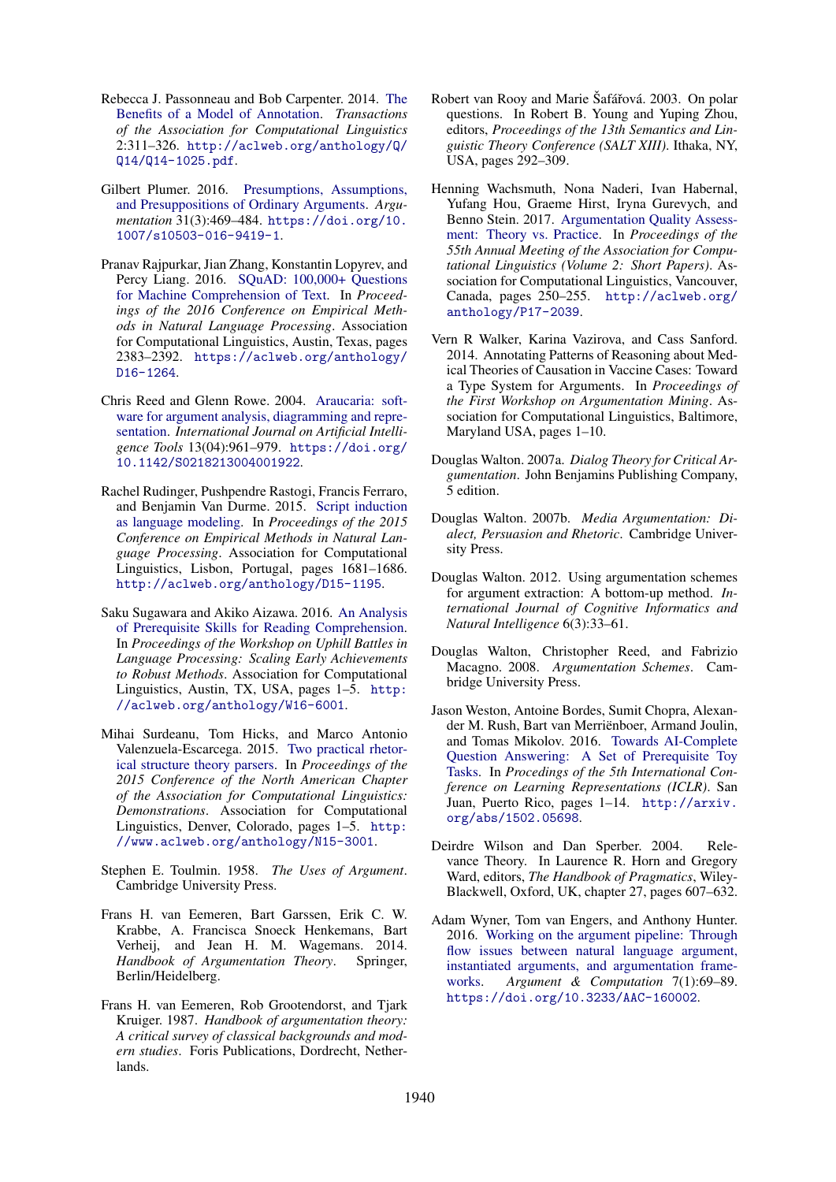Rebecca J. Passonneau and Bob Carpenter. 2014. The Benefits of a Model of Annotation. *Transactions of the Association for Computational Linguistics* 2:311–326. http://aclweb.org/anthology/Q/Q14/Q14-1025.pdf.

Gilbert Plumer. 2016. Presumptions, Assumptions, and Presuppositions of Ordinary Arguments. *Argumentation* 31(3):469–484. https://doi.org/10.1007/s10503-016-9419-1.

Pranav Rajpurkar, Jian Zhang, Konstantin Lopyrev, and Percy Liang. 2016. SQuAD: 100,000+ Questions for Machine Comprehension of Text. In *Proceedings of the 2016 Conference on Empirical Methods in Natural Language Processing*. Association for Computational Linguistics, Austin, Texas, pages 2383–2392. https://aclweb.org/anthology/D16-1264.

Chris Reed and Glenn Rowe. 2004. Araucaria: software for argument analysis, diagramming and representation. *International Journal on Artificial Intelligence Tools* 13(04):961–979. https://doi.org/10.1142/S0218213004001922.

Rachel Rudinger, Pushpendre Rastogi, Francis Ferraro, and Benjamin Van Durme. 2015. Script induction as language modeling. In *Proceedings of the 2015 Conference on Empirical Methods in Natural Language Processing*. Association for Computational Linguistics, Lisbon, Portugal, pages 1681–1686. http://aclweb.org/anthology/D15-1195.

Saku Sugawara and Akiko Aizawa. 2016. An Analysis of Prerequisite Skills for Reading Comprehension. In *Proceedings of the Workshop on Uphill Battles in Language Processing: Scaling Early Achievements to Robust Methods*. Association for Computational Linguistics, Austin, TX, USA, pages 1–5. http://aclweb.org/anthology/W16-6001.

Mihai Surdeanu, Tom Hicks, and Marco Antonio Valenzuela-Escarcega. 2015. Two practical rhetorical structure theory parsers. In *Proceedings of the 2015 Conference of the North American Chapter of the Association for Computational Linguistics: Demonstrations*. Association for Computational Linguistics, Denver, Colorado, pages 1–5. http://www.aclweb.org/anthology/N15-3001.

Stephen E. Toulmin. 1958. *The Uses of Argument*. Cambridge University Press.

Frans H. van Eemeren, Bart Garssen, Erik C. W. Krabbe, A. Francisca Snoeck Henkemans, Bart Verheij, and Jean H. M. Wagemans. 2014. *Handbook of Argumentation Theory*. Springer, Berlin/Heidelberg.

Frans H. van Eemeren, Rob Grootendorst, and Tjark Kruiger. 1987. *Handbook of argumentation theory: A critical survey of classical backgrounds and modern studies*. Foris Publications, Dordrecht, Netherlands.

Robert van Rooy and Marie Šafářová. 2003. On polar questions. In Robert B. Young and Yuping Zhou, editors, *Proceedings of the 13th Semantics and Linguistic Theory Conference (SALT XIII)*. Ithaka, NY, USA, pages 292–309.

Henning Wachsmuth, Nona Naderi, Ivan Habernal, Yufang Hou, Graeme Hirst, Iryna Gurevych, and Benno Stein. 2017. Argumentation Quality Assessment: Theory vs. Practice. In *Proceedings of the 55th Annual Meeting of the Association for Computational Linguistics (Volume 2: Short Papers)*. Association for Computational Linguistics, Vancouver, Canada, pages 250–255. http://aclweb.org/anthology/P17-2039.

Vern R Walker, Karina Vazirova, and Cass Sanford. 2014. Annotating Patterns of Reasoning about Medical Theories of Causation in Vaccine Cases: Toward a Type System for Arguments. In *Proceedings of the First Workshop on Argumentation Mining*. Association for Computational Linguistics, Baltimore, Maryland USA, pages 1–10.

Douglas Walton. 2007a. *Dialog Theory for Critical Argumentation*. John Benjamins Publishing Company, 5 edition.

Douglas Walton. 2007b. *Media Argumentation: Dialect, Persuasion and Rhetoric*. Cambridge University Press.

Douglas Walton. 2012. Using argumentation schemes for argument extraction: A bottom-up method. *International Journal of Cognitive Informatics and Natural Intelligence* 6(3):33–61.

Douglas Walton, Christopher Reed, and Fabrizio Macagno. 2008. *Argumentation Schemes*. Cambridge University Press.

Jason Weston, Antoine Bordes, Sumit Chopra, Alexander M. Rush, Bart van Merriënboer, Armand Joulin, and Tomas Mikolov. 2016. Towards AI-Complete Question Answering: A Set of Prerequisite Toy Tasks. In *Procedings of the 5th International Conference on Learning Representations (ICLR)*. San Juan, Puerto Rico, pages 1–14. http://arxiv.org/abs/1502.05698.

Deirdre Wilson and Dan Sperber. 2004. Relevance Theory. In Laurence R. Horn and Gregory Ward, editors, *The Handbook of Pragmatics*, Wiley-Blackwell, Oxford, UK, chapter 27, pages 607–632.

Adam Wyner, Tom van Engers, and Anthony Hunter. 2016. Working on the argument pipeline: Through flow issues between natural language argument, instantiated arguments, and argumentation frameworks. *Argument & Computation* 7(1):69–89. https://doi.org/10.3233/AAC-160002.